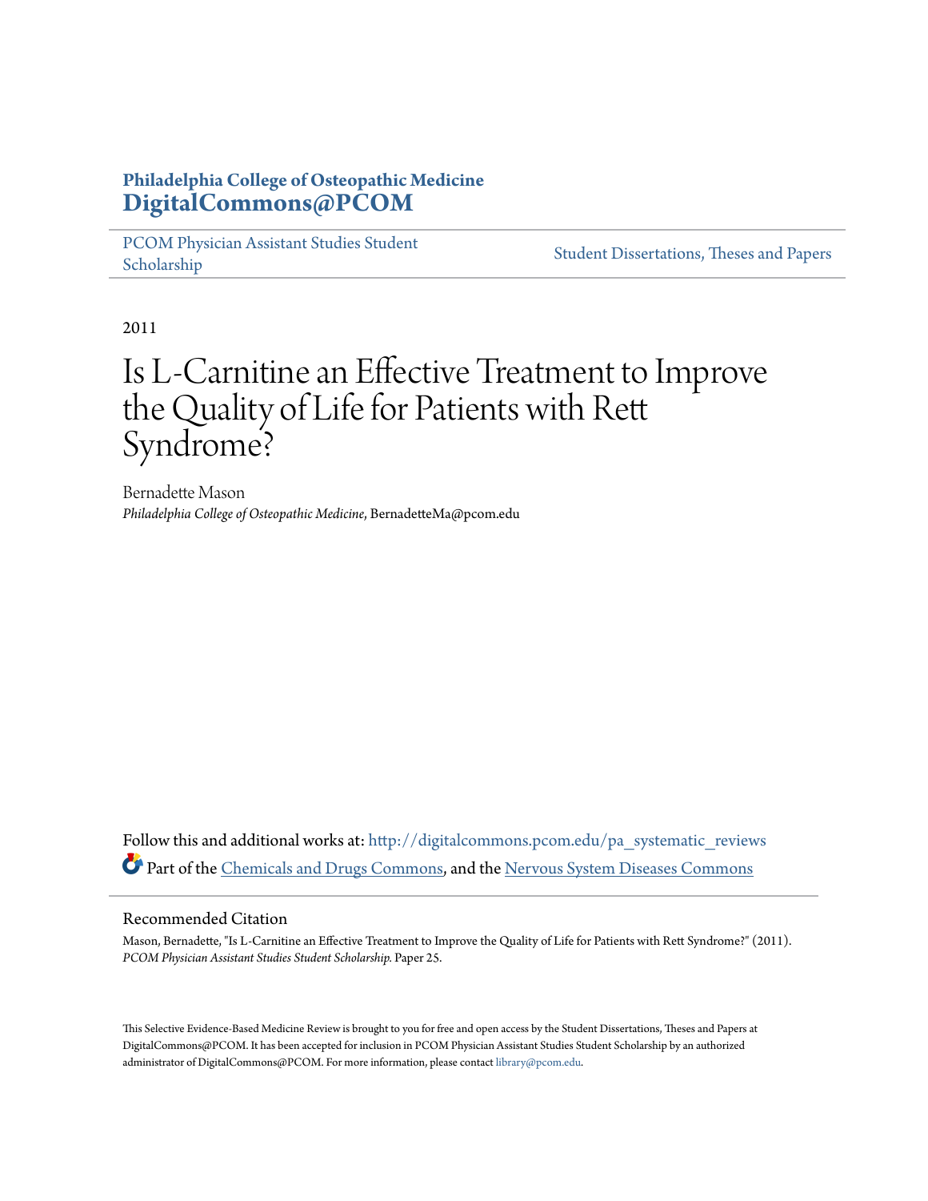**Philadelphia College of Osteopathic Medicine**
**DigitalCommons@PCOM**

PCOM Physician Assistant Studies Student Scholarship | Student Dissertations, Theses and Papers

2011

# Is L-Carnitine an Effective Treatment to Improve the Quality of Life for Patients with Rett Syndrome?

Bernadette Mason
*Philadelphia College of Osteopathic Medicine*, BernadetteMa@pcom.edu

Follow this and additional works at: http://digitalcommons.pcom.edu/pa_systematic_reviews

Part of the Chemicals and Drugs Commons, and the Nervous System Diseases Commons

## Recommended Citation

Mason, Bernadette, "Is L-Carnitine an Effective Treatment to Improve the Quality of Life for Patients with Rett Syndrome?" (2011). *PCOM Physician Assistant Studies Student Scholarship.* Paper 25.

This Selective Evidence-Based Medicine Review is brought to you for free and open access by the Student Dissertations, Theses and Papers at DigitalCommons@PCOM. It has been accepted for inclusion in PCOM Physician Assistant Studies Student Scholarship by an authorized administrator of DigitalCommons@PCOM. For more information, please contact library@pcom.edu.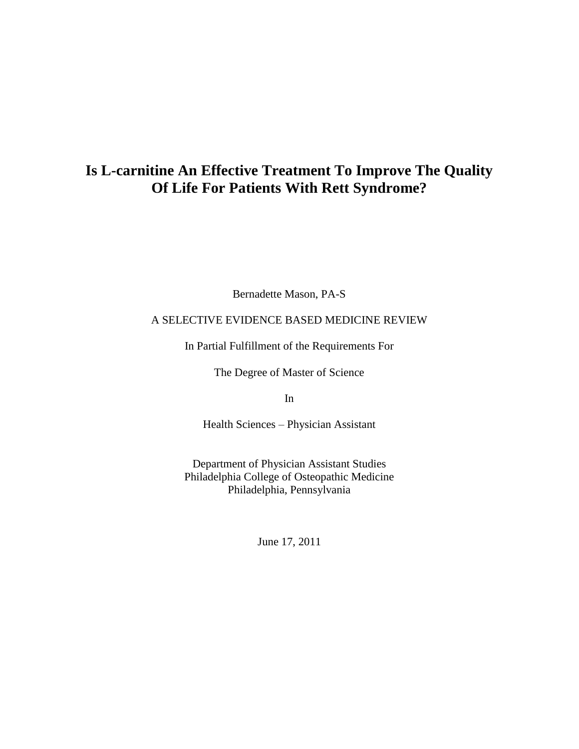# Is L-carnitine An Effective Treatment To Improve The Quality Of Life For Patients With Rett Syndrome?

Bernadette Mason, PA-S

A SELECTIVE EVIDENCE BASED MEDICINE REVIEW

In Partial Fulfillment of the Requirements For

The Degree of Master of Science

In

Health Sciences – Physician Assistant

Department of Physician Assistant Studies
Philadelphia College of Osteopathic Medicine
Philadelphia, Pennsylvania

June 17, 2011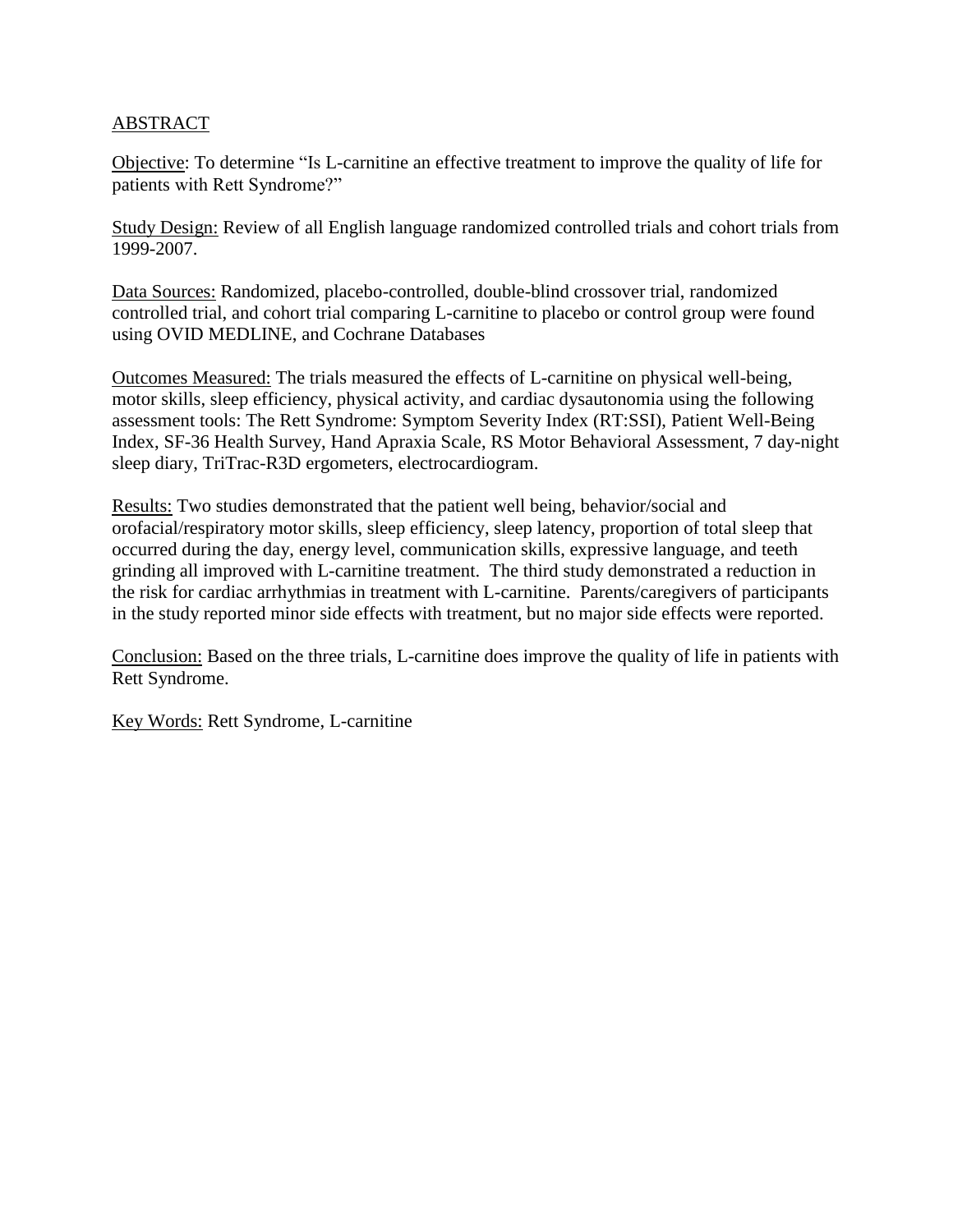## ABSTRACT

Objective: To determine "Is L-carnitine an effective treatment to improve the quality of life for patients with Rett Syndrome?"

Study Design: Review of all English language randomized controlled trials and cohort trials from 1999-2007.

Data Sources: Randomized, placebo-controlled, double-blind crossover trial, randomized controlled trial, and cohort trial comparing L-carnitine to placebo or control group were found using OVID MEDLINE, and Cochrane Databases

Outcomes Measured: The trials measured the effects of L-carnitine on physical well-being, motor skills, sleep efficiency, physical activity, and cardiac dysautonomia using the following assessment tools: The Rett Syndrome: Symptom Severity Index (RT:SSI), Patient Well-Being Index, SF-36 Health Survey, Hand Apraxia Scale, RS Motor Behavioral Assessment, 7 day-night sleep diary, TriTrac-R3D ergometers, electrocardiogram.

Results: Two studies demonstrated that the patient well being, behavior/social and orofacial/respiratory motor skills, sleep efficiency, sleep latency, proportion of total sleep that occurred during the day, energy level, communication skills, expressive language, and teeth grinding all improved with L-carnitine treatment. The third study demonstrated a reduction in the risk for cardiac arrhythmias in treatment with L-carnitine. Parents/caregivers of participants in the study reported minor side effects with treatment, but no major side effects were reported.

Conclusion: Based on the three trials, L-carnitine does improve the quality of life in patients with Rett Syndrome.

Key Words: Rett Syndrome, L-carnitine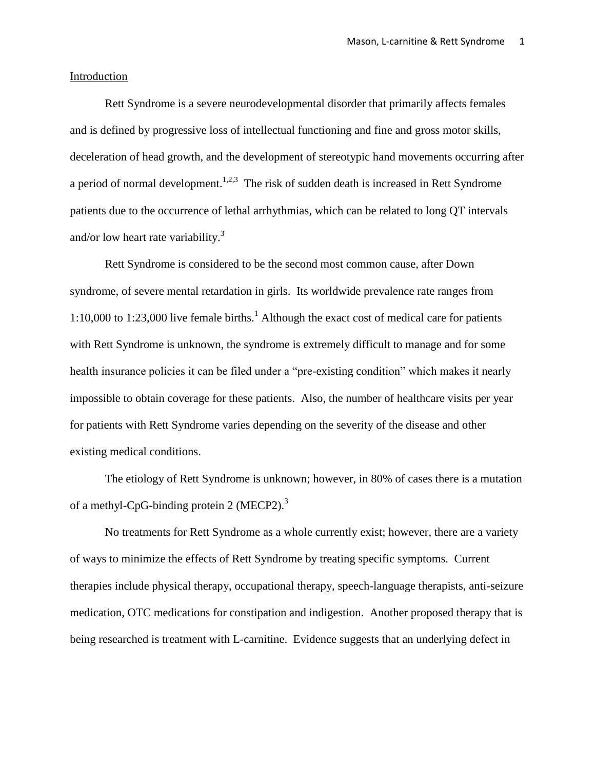## Introduction

Rett Syndrome is a severe neurodevelopmental disorder that primarily affects females and is defined by progressive loss of intellectual functioning and fine and gross motor skills, deceleration of head growth, and the development of stereotypic hand movements occurring after a period of normal development.[1,2,3] The risk of sudden death is increased in Rett Syndrome patients due to the occurrence of lethal arrhythmias, which can be related to long QT intervals and/or low heart rate variability.[3]

Rett Syndrome is considered to be the second most common cause, after Down syndrome, of severe mental retardation in girls. Its worldwide prevalence rate ranges from 1:10,000 to 1:23,000 live female births.[1] Although the exact cost of medical care for patients with Rett Syndrome is unknown, the syndrome is extremely difficult to manage and for some health insurance policies it can be filed under a "pre-existing condition" which makes it nearly impossible to obtain coverage for these patients. Also, the number of healthcare visits per year for patients with Rett Syndrome varies depending on the severity of the disease and other existing medical conditions.

The etiology of Rett Syndrome is unknown; however, in 80% of cases there is a mutation of a methyl-CpG-binding protein 2 (MECP2).[3]

No treatments for Rett Syndrome as a whole currently exist; however, there are a variety of ways to minimize the effects of Rett Syndrome by treating specific symptoms. Current therapies include physical therapy, occupational therapy, speech-language therapists, anti-seizure medication, OTC medications for constipation and indigestion. Another proposed therapy that is being researched is treatment with L-carnitine. Evidence suggests that an underlying defect in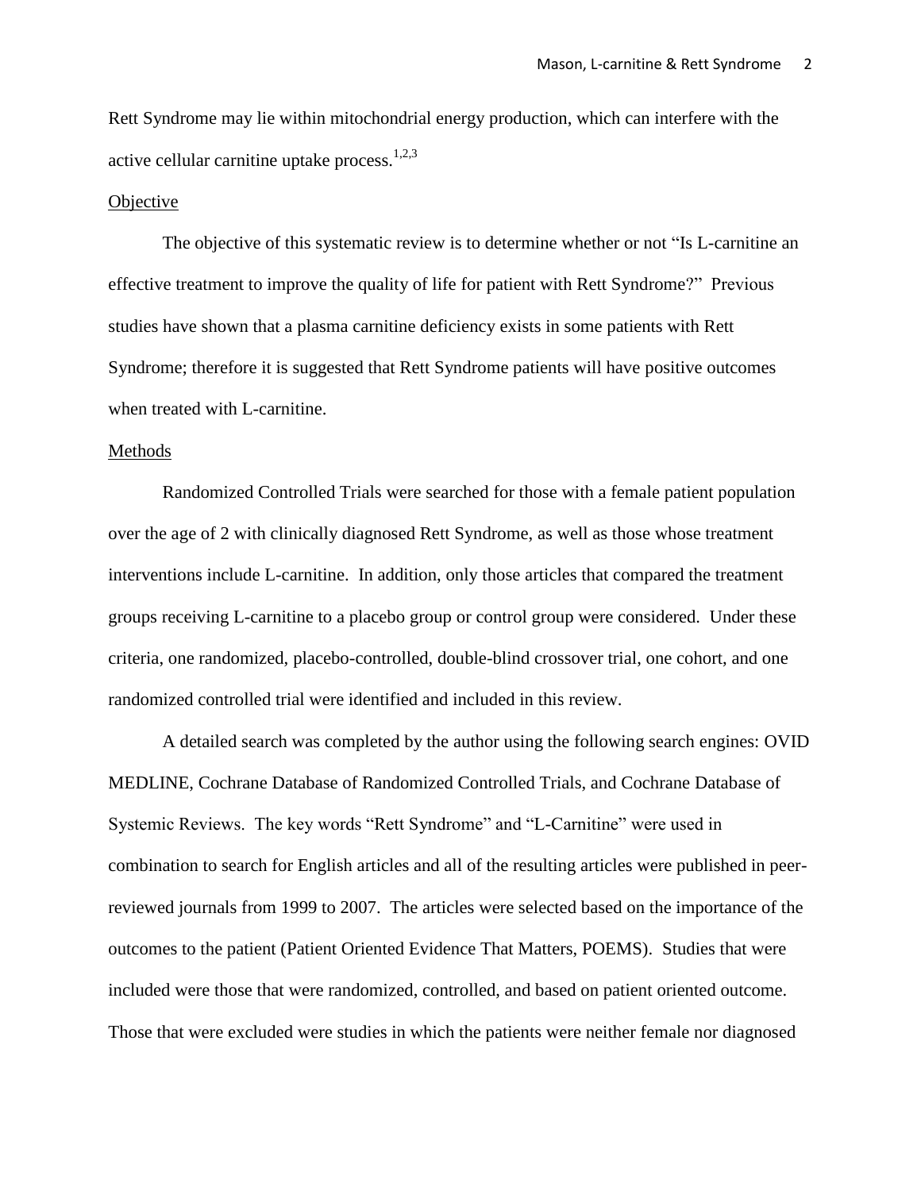Rett Syndrome may lie within mitochondrial energy production, which can interfere with the active cellular carnitine uptake process.[1,2,3]

## Objective

The objective of this systematic review is to determine whether or not "Is L-carnitine an effective treatment to improve the quality of life for patient with Rett Syndrome?" Previous studies have shown that a plasma carnitine deficiency exists in some patients with Rett Syndrome; therefore it is suggested that Rett Syndrome patients will have positive outcomes when treated with L-carnitine.

## Methods

Randomized Controlled Trials were searched for those with a female patient population over the age of 2 with clinically diagnosed Rett Syndrome, as well as those whose treatment interventions include L-carnitine. In addition, only those articles that compared the treatment groups receiving L-carnitine to a placebo group or control group were considered. Under these criteria, one randomized, placebo-controlled, double-blind crossover trial, one cohort, and one randomized controlled trial were identified and included in this review.

A detailed search was completed by the author using the following search engines: OVID MEDLINE, Cochrane Database of Randomized Controlled Trials, and Cochrane Database of Systemic Reviews. The key words "Rett Syndrome" and "L-Carnitine" were used in combination to search for English articles and all of the resulting articles were published in peer-reviewed journals from 1999 to 2007. The articles were selected based on the importance of the outcomes to the patient (Patient Oriented Evidence That Matters, POEMS). Studies that were included were those that were randomized, controlled, and based on patient oriented outcome. Those that were excluded were studies in which the patients were neither female nor diagnosed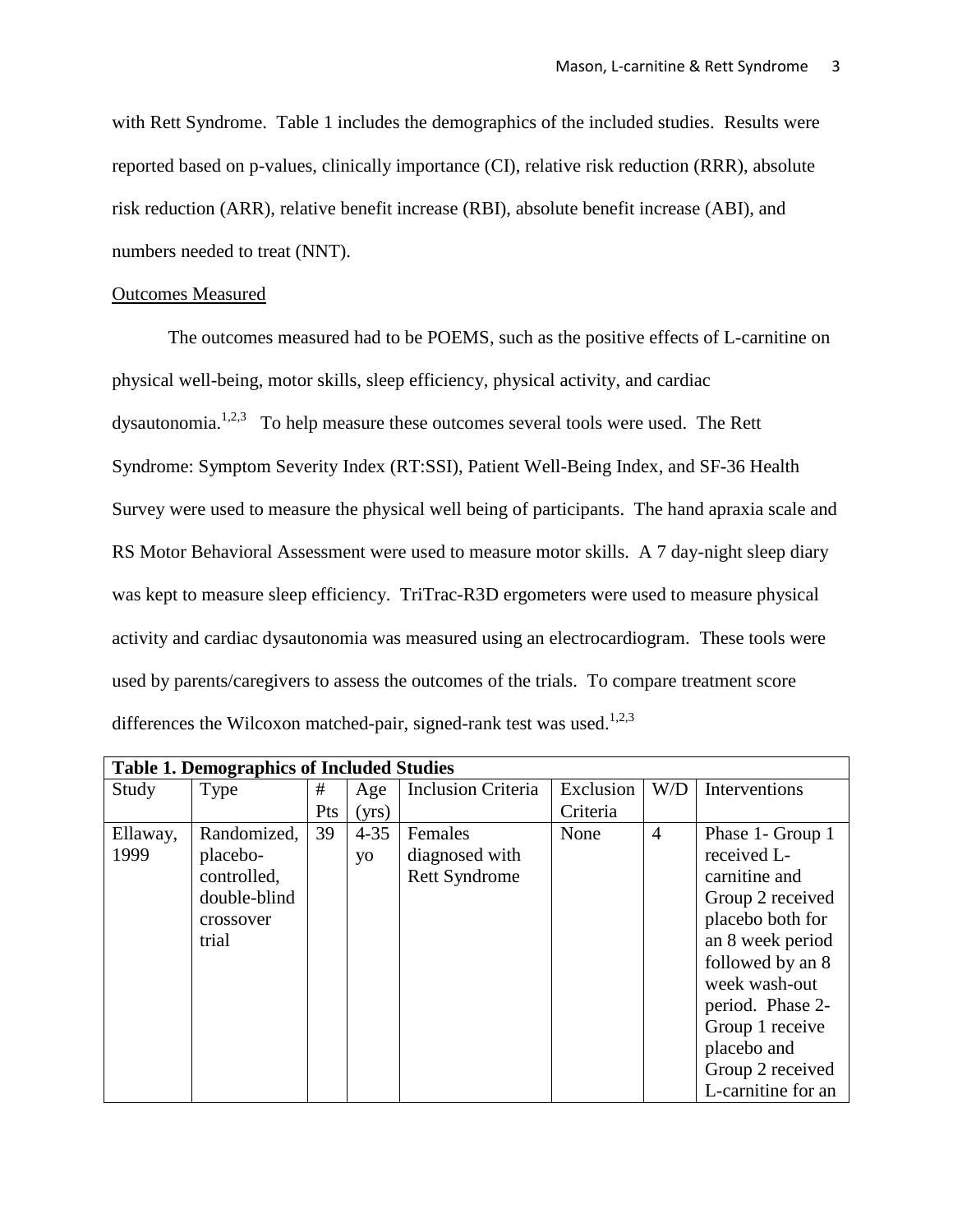with Rett Syndrome. Table 1 includes the demographics of the included studies. Results were reported based on p-values, clinically importance (CI), relative risk reduction (RRR), absolute risk reduction (ARR), relative benefit increase (RBI), absolute benefit increase (ABI), and numbers needed to treat (NNT).

Outcomes Measured

The outcomes measured had to be POEMS, such as the positive effects of L-carnitine on physical well-being, motor skills, sleep efficiency, physical activity, and cardiac dysautonomia.[1,2,3] To help measure these outcomes several tools were used. The Rett Syndrome: Symptom Severity Index (RT:SSI), Patient Well-Being Index, and SF-36 Health Survey were used to measure the physical well being of participants. The hand apraxia scale and RS Motor Behavioral Assessment were used to measure motor skills. A 7 day-night sleep diary was kept to measure sleep efficiency. TriTrac-R3D ergometers were used to measure physical activity and cardiac dysautonomia was measured using an electrocardiogram. These tools were used by parents/caregivers to assess the outcomes of the trials. To compare treatment score differences the Wilcoxon matched-pair, signed-rank test was used.[1,2,3]

**Table 1. Demographics of Included Studies**

| Study | Type | # Pts | Age (yrs) | Inclusion Criteria | Exclusion Criteria | W/D | Interventions |
|---|---|---|---|---|---|---|---|
| Ellaway, 1999 | Randomized, placebo-controlled, double-blind crossover trial | 39 | 4-35 yo | Females diagnosed with Rett Syndrome | None | 4 | Phase 1- Group 1 received L-carnitine and Group 2 received placebo both for an 8 week period followed by an 8 week wash-out period. Phase 2- Group 1 receive placebo and Group 2 received L-carnitine for an |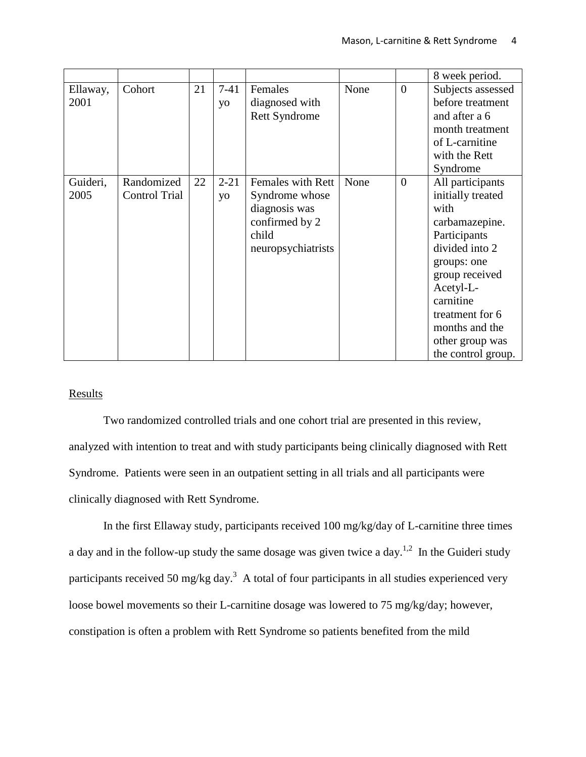| | | | | | | | 8 week period. |
|---|---|---|---|---|---|---|---|
| Ellaway, 2001 | Cohort | 21 | 7-41 yo | Females diagnosed with Rett Syndrome | None | 0 | Subjects assessed before treatment and after a 6 month treatment of L-carnitine with the Rett Syndrome |
| Guideri, 2005 | Randomized Control Trial | 22 | 2-21 yo | Females with Rett Syndrome whose diagnosis was confirmed by 2 child neuropsychiatrists | None | 0 | All participants initially treated with carbamazepine. Participants divided into 2 groups: one group received Acetyl-L-carnitine treatment for 6 months and the other group was the control group. |

Results

Two randomized controlled trials and one cohort trial are presented in this review, analyzed with intention to treat and with study participants being clinically diagnosed with Rett Syndrome. Patients were seen in an outpatient setting in all trials and all participants were clinically diagnosed with Rett Syndrome.

In the first Ellaway study, participants received 100 mg/kg/day of L-carnitine three times a day and in the follow-up study the same dosage was given twice a day.[1,2] In the Guideri study participants received 50 mg/kg day.[3] A total of four participants in all studies experienced very loose bowel movements so their L-carnitine dosage was lowered to 75 mg/kg/day; however, constipation is often a problem with Rett Syndrome so patients benefited from the mild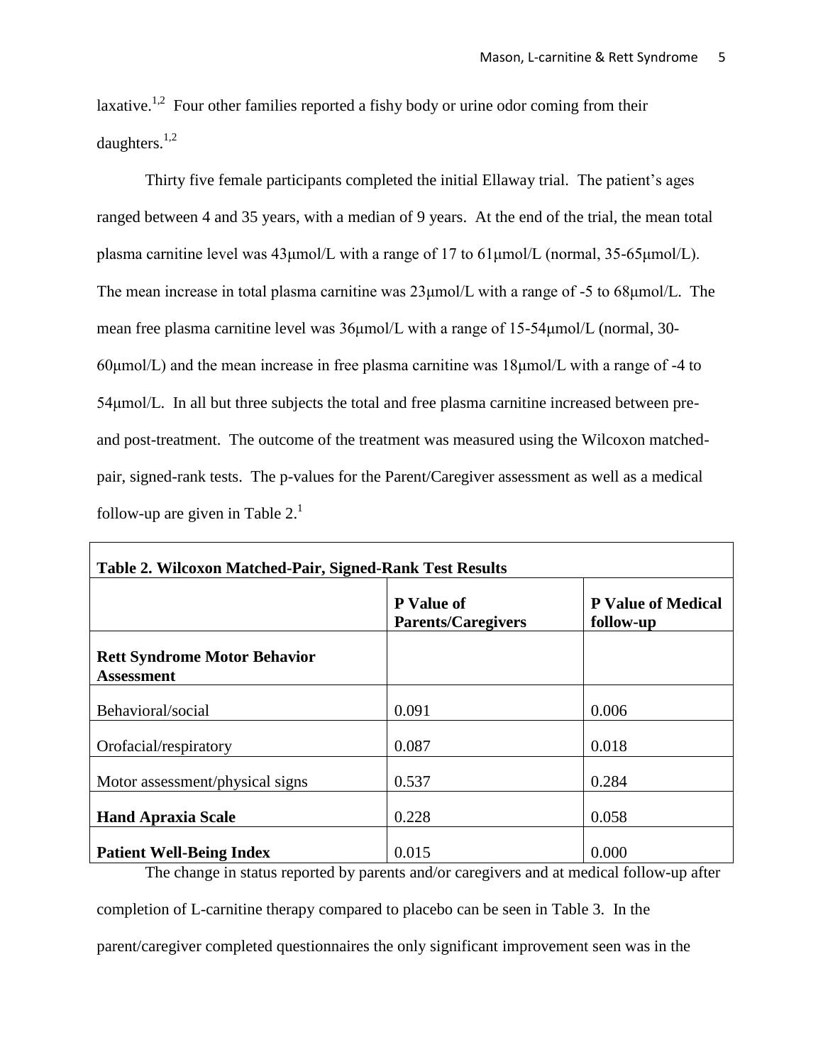laxative.[1,2] Four other families reported a fishy body or urine odor coming from their daughters.[1,2]

Thirty five female participants completed the initial Ellaway trial. The patient's ages ranged between 4 and 35 years, with a median of 9 years. At the end of the trial, the mean total plasma carnitine level was 43μmol/L with a range of 17 to 61μmol/L (normal, 35-65μmol/L). The mean increase in total plasma carnitine was 23μmol/L with a range of -5 to 68μmol/L. The mean free plasma carnitine level was 36μmol/L with a range of 15-54μmol/L (normal, 30-60μmol/L) and the mean increase in free plasma carnitine was 18μmol/L with a range of -4 to 54μmol/L. In all but three subjects the total and free plasma carnitine increased between pre- and post-treatment. The outcome of the treatment was measured using the Wilcoxon matched-pair, signed-rank tests. The p-values for the Parent/Caregiver assessment as well as a medical follow-up are given in Table 2.[1]

**Table 2. Wilcoxon Matched-Pair, Signed-Rank Test Results**

| | **P Value of Parents/Caregivers** | **P Value of Medical follow-up** |
|---|---|---|
| **Rett Syndrome Motor Behavior Assessment** | | |
| Behavioral/social | 0.091 | 0.006 |
| Orofacial/respiratory | 0.087 | 0.018 |
| Motor assessment/physical signs | 0.537 | 0.284 |
| **Hand Apraxia Scale** | 0.228 | 0.058 |
| **Patient Well-Being Index** | 0.015 | 0.000 |

The change in status reported by parents and/or caregivers and at medical follow-up after completion of L-carnitine therapy compared to placebo can be seen in Table 3. In the parent/caregiver completed questionnaires the only significant improvement seen was in the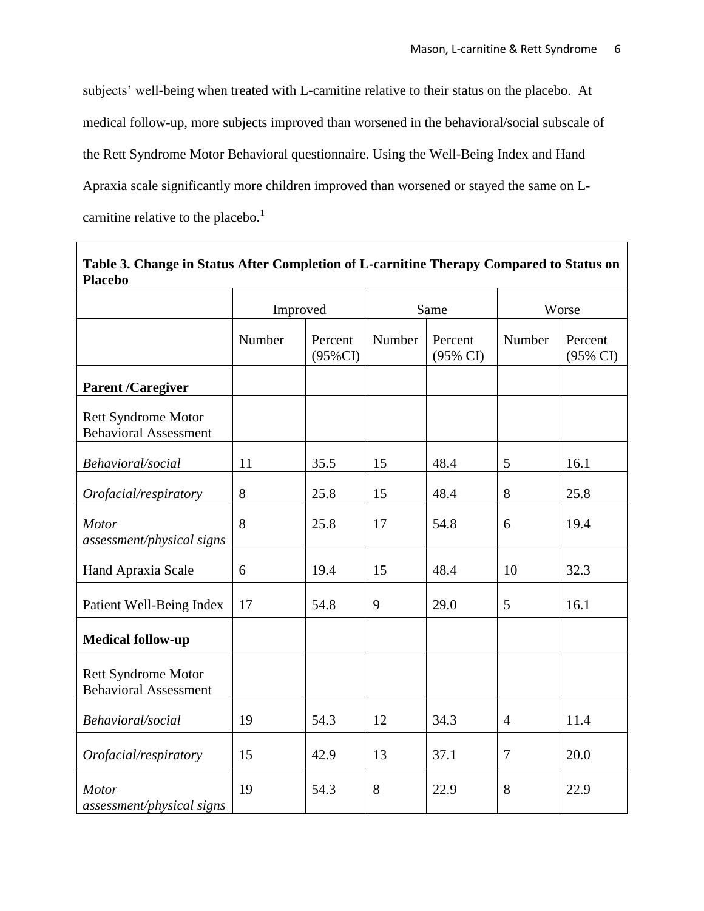subjects' well-being when treated with L-carnitine relative to their status on the placebo. At medical follow-up, more subjects improved than worsened in the behavioral/social subscale of the Rett Syndrome Motor Behavioral questionnaire. Using the Well-Being Index and Hand Apraxia scale significantly more children improved than worsened or stayed the same on L-carnitine relative to the placebo.[1]

**Table 3. Change in Status After Completion of L-carnitine Therapy Compared to Status on Placebo**

| | Improved | | Same | | Worse | |
|---|---|---|---|---|---|---|
| | Number | Percent (95%CI) | Number | Percent (95% CI) | Number | Percent (95% CI) |
| **Parent /Caregiver** | | | | | | |
| Rett Syndrome Motor Behavioral Assessment | | | | | | |
| *Behavioral/social* | 11 | 35.5 | 15 | 48.4 | 5 | 16.1 |
| *Orofacial/respiratory* | 8 | 25.8 | 15 | 48.4 | 8 | 25.8 |
| *Motor assessment/physical signs* | 8 | 25.8 | 17 | 54.8 | 6 | 19.4 |
| Hand Apraxia Scale | 6 | 19.4 | 15 | 48.4 | 10 | 32.3 |
| Patient Well-Being Index | 17 | 54.8 | 9 | 29.0 | 5 | 16.1 |
| **Medical follow-up** | | | | | | |
| Rett Syndrome Motor Behavioral Assessment | | | | | | |
| *Behavioral/social* | 19 | 54.3 | 12 | 34.3 | 4 | 11.4 |
| *Orofacial/respiratory* | 15 | 42.9 | 13 | 37.1 | 7 | 20.0 |
| *Motor assessment/physical signs* | 19 | 54.3 | 8 | 22.9 | 8 | 22.9 |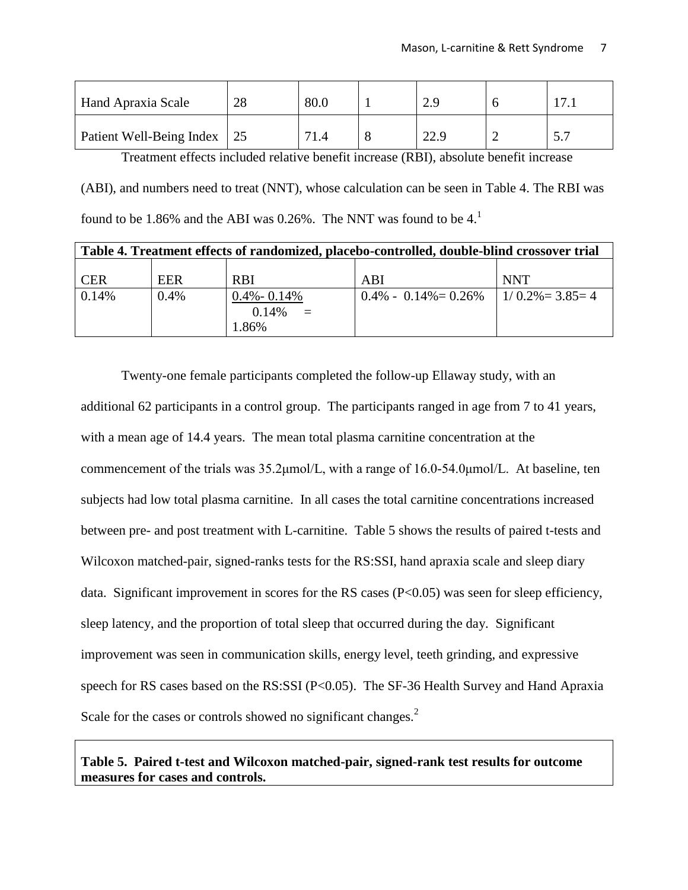| Hand Apraxia Scale | 28 | 80.0 | 1 | 2.9 | 6 | 17.1 |
|---|---|---|---|---|---|---|
| Patient Well-Being Index | 25 | 71.4 | 8 | 22.9 | 2 | 5.7 |

Treatment effects included relative benefit increase (RBI), absolute benefit increase (ABI), and numbers need to treat (NNT), whose calculation can be seen in Table 4. The RBI was found to be 1.86% and the ABI was 0.26%. The NNT was found to be 4.[1]

**Table 4. Treatment effects of randomized, placebo-controlled, double-blind crossover trial**

| CER | EER | RBI | ABI | NNT |
|---|---|---|---|---|
| 0.14% | 0.4% | $\frac{0.4\% - 0.14\%}{0.14\%} = 1.86\%$ | 0.4% - 0.14%= 0.26% | 1/ 0.2%= 3.85= 4 |

Twenty-one female participants completed the follow-up Ellaway study, with an additional 62 participants in a control group. The participants ranged in age from 7 to 41 years, with a mean age of 14.4 years. The mean total plasma carnitine concentration at the commencement of the trials was 35.2μmol/L, with a range of 16.0-54.0μmol/L. At baseline, ten subjects had low total plasma carnitine. In all cases the total carnitine concentrations increased between pre- and post treatment with L-carnitine. Table 5 shows the results of paired t-tests and Wilcoxon matched-pair, signed-ranks tests for the RS:SSI, hand apraxia scale and sleep diary data. Significant improvement in scores for the RS cases ($P<0.05$) was seen for sleep efficiency, sleep latency, and the proportion of total sleep that occurred during the day. Significant improvement was seen in communication skills, energy level, teeth grinding, and expressive speech for RS cases based on the RS:SSI ($P<0.05$). The SF-36 Health Survey and Hand Apraxia Scale for the cases or controls showed no significant changes.[2]

**Table 5. Paired t-test and Wilcoxon matched-pair, signed-rank test results for outcome measures for cases and controls.**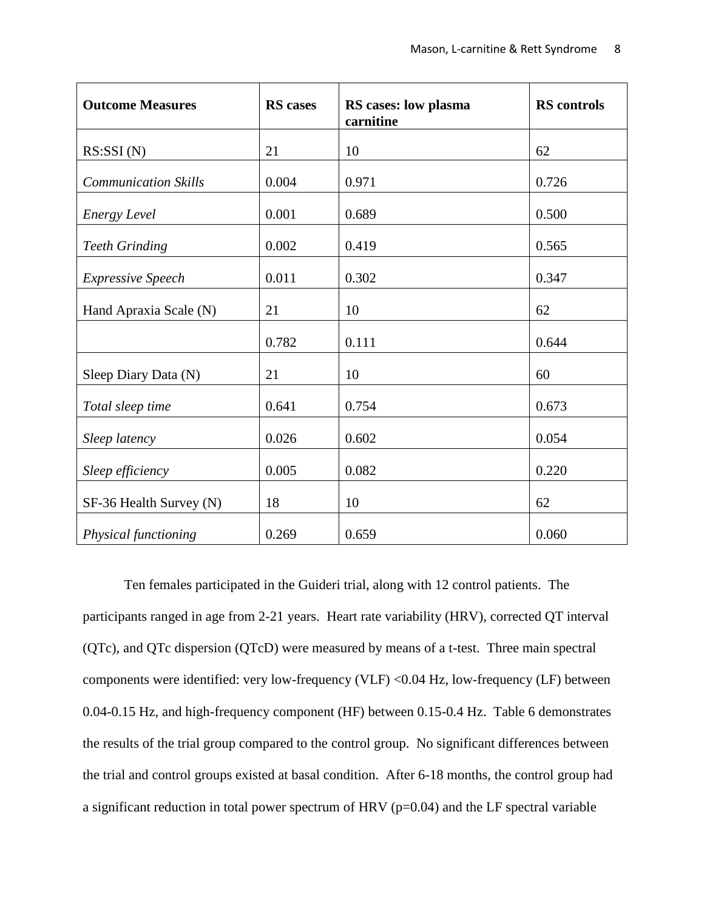| **Outcome Measures** | **RS cases** | **RS cases: low plasma carnitine** | **RS controls** |
|---|---|---|---|
| RS:SSI (N) | 21 | 10 | 62 |
| *Communication Skills* | 0.004 | 0.971 | 0.726 |
| *Energy Level* | 0.001 | 0.689 | 0.500 |
| *Teeth Grinding* | 0.002 | 0.419 | 0.565 |
| *Expressive Speech* | 0.011 | 0.302 | 0.347 |
| Hand Apraxia Scale (N) | 21 | 10 | 62 |
| | 0.782 | 0.111 | 0.644 |
| Sleep Diary Data (N) | 21 | 10 | 60 |
| *Total sleep time* | 0.641 | 0.754 | 0.673 |
| *Sleep latency* | 0.026 | 0.602 | 0.054 |
| *Sleep efficiency* | 0.005 | 0.082 | 0.220 |
| SF-36 Health Survey (N) | 18 | 10 | 62 |
| *Physical functioning* | 0.269 | 0.659 | 0.060 |

Ten females participated in the Guideri trial, along with 12 control patients. The participants ranged in age from 2-21 years. Heart rate variability (HRV), corrected QT interval (QTc), and QTc dispersion (QTcD) were measured by means of a t-test. Three main spectral components were identified: very low-frequency (VLF) <0.04 Hz, low-frequency (LF) between 0.04-0.15 Hz, and high-frequency component (HF) between 0.15-0.4 Hz. Table 6 demonstrates the results of the trial group compared to the control group. No significant differences between the trial and control groups existed at basal condition. After 6-18 months, the control group had a significant reduction in total power spectrum of HRV ($p=0.04$) and the LF spectral variable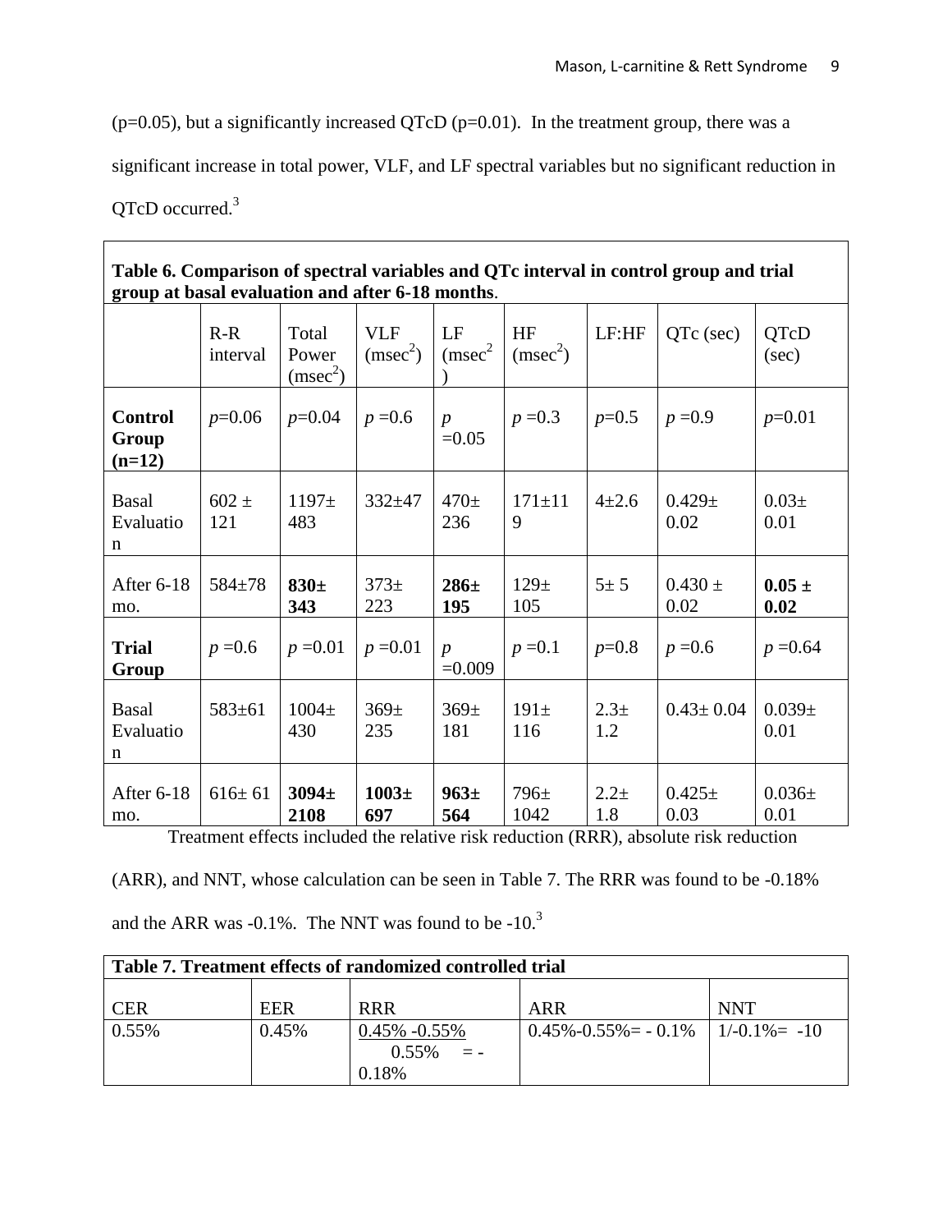(p=0.05), but a significantly increased QTcD (p=0.01). In the treatment group, there was a significant increase in total power, VLF, and LF spectral variables but no significant reduction in QTcD occurred.[3]

| **Table 6. Comparison of spectral variables and QTc interval in control group and trial group at basal evaluation and after 6-18 months**. | | | | | | | | |
|---|---|---|---|---|---|---|---|---|
| | R-R interval | Total Power (msec$^2$) | VLF (msec$^2$) | LF (msec$^2$) | HF (msec$^2$) | LF:HF | QTc (sec) | QTcD (sec) |
| **Control Group (n=12)** | *p*=0.06 | *p*=0.04 | *p* =0.6 | *p* =0.05 | *p* =0.3 | *p*=0.5 | *p* =0.9 | *p*=0.01 |
| Basal Evaluation | 602 ± 121 | 1197± 483 | 332±47 | 470± 236 | 171±119 | 4±2.6 | 0.429± 0.02 | 0.03± 0.01 |
| After 6-18 mo. | 584±78 | **830± 343** | 373± 223 | **286± 195** | 129± 105 | 5± 5 | 0.430 ± 0.02 | **0.05 ± 0.02** |
| **Trial Group** | *p* =0.6 | *p* =0.01 | *p* =0.01 | *p* =0.009 | *p* =0.1 | *p*=0.8 | *p* =0.6 | *p* =0.64 |
| Basal Evaluation | 583±61 | 1004± 430 | 369± 235 | 369± 181 | 191± 116 | 2.3± 1.2 | 0.43± 0.04 | 0.039± 0.01 |
| After 6-18 mo. | 616± 61 | **3094± 2108** | **1003± 697** | **963± 564** | 796± 1042 | 2.2± 1.8 | 0.425± 0.03 | 0.036± 0.01 |

Treatment effects included the relative risk reduction (RRR), absolute risk reduction (ARR), and NNT, whose calculation can be seen in Table 7. The RRR was found to be -0.18% and the ARR was -0.1%. The NNT was found to be -10.[3]

| **Table 7. Treatment effects of randomized controlled trial** | | | | |
|---|---|---|---|---|
| CER | EER | RRR | ARR | NNT |
| 0.55% | 0.45% | $\frac{0.45\% - 0.55\%}{0.55\%} = -0.18\%$ | 0.45%-0.55%= - 0.1% | 1/-0.1%= -10 |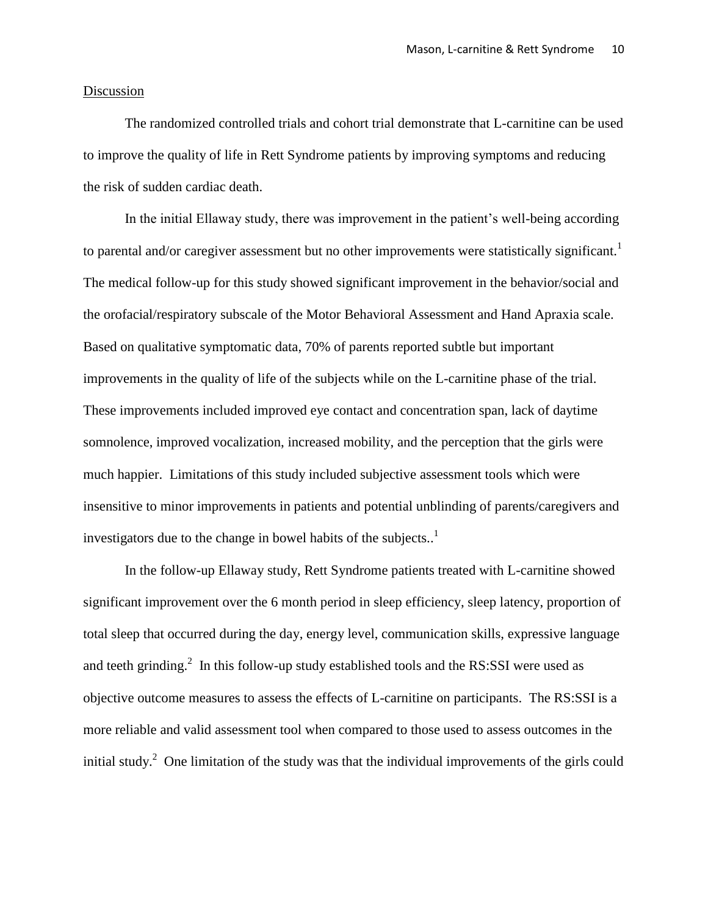Discussion

The randomized controlled trials and cohort trial demonstrate that L-carnitine can be used to improve the quality of life in Rett Syndrome patients by improving symptoms and reducing the risk of sudden cardiac death.

In the initial Ellaway study, there was improvement in the patient's well-being according to parental and/or caregiver assessment but no other improvements were statistically significant.[1] The medical follow-up for this study showed significant improvement in the behavior/social and the orofacial/respiratory subscale of the Motor Behavioral Assessment and Hand Apraxia scale. Based on qualitative symptomatic data, 70% of parents reported subtle but important improvements in the quality of life of the subjects while on the L-carnitine phase of the trial. These improvements included improved eye contact and concentration span, lack of daytime somnolence, improved vocalization, increased mobility, and the perception that the girls were much happier. Limitations of this study included subjective assessment tools which were insensitive to minor improvements in patients and potential unblinding of parents/caregivers and investigators due to the change in bowel habits of the subjects..[1]

In the follow-up Ellaway study, Rett Syndrome patients treated with L-carnitine showed significant improvement over the 6 month period in sleep efficiency, sleep latency, proportion of total sleep that occurred during the day, energy level, communication skills, expressive language and teeth grinding.[2] In this follow-up study established tools and the RS:SSI were used as objective outcome measures to assess the effects of L-carnitine on participants. The RS:SSI is a more reliable and valid assessment tool when compared to those used to assess outcomes in the initial study.[2] One limitation of the study was that the individual improvements of the girls could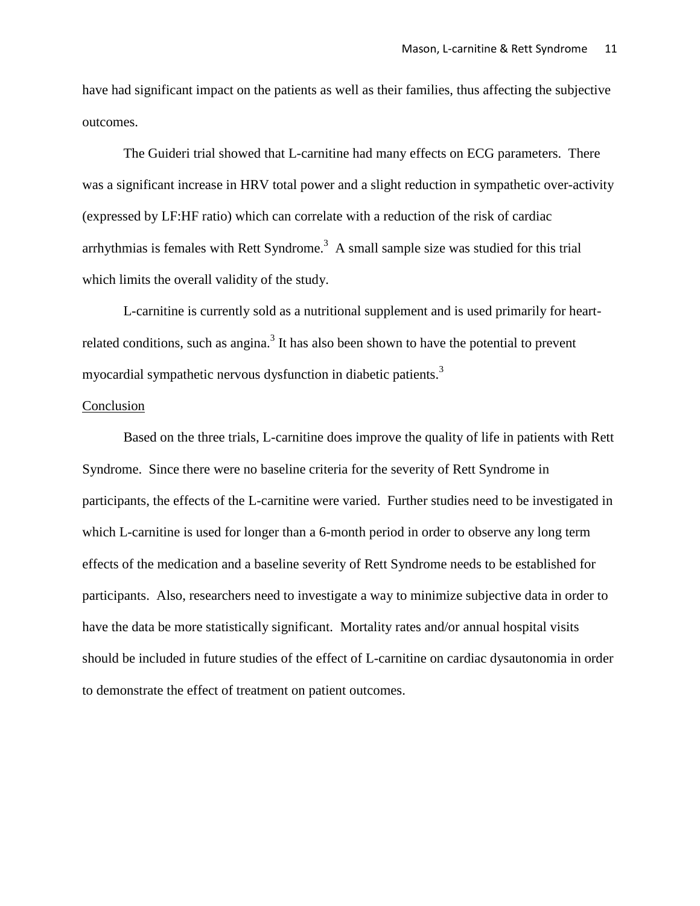have had significant impact on the patients as well as their families, thus affecting the subjective outcomes.

The Guideri trial showed that L-carnitine had many effects on ECG parameters. There was a significant increase in HRV total power and a slight reduction in sympathetic over-activity (expressed by LF:HF ratio) which can correlate with a reduction of the risk of cardiac arrhythmias is females with Rett Syndrome.[3] A small sample size was studied for this trial which limits the overall validity of the study.

L-carnitine is currently sold as a nutritional supplement and is used primarily for heart-related conditions, such as angina.[3] It has also been shown to have the potential to prevent myocardial sympathetic nervous dysfunction in diabetic patients.[3]

<u>Conclusion</u>

Based on the three trials, L-carnitine does improve the quality of life in patients with Rett Syndrome. Since there were no baseline criteria for the severity of Rett Syndrome in participants, the effects of the L-carnitine were varied. Further studies need to be investigated in which L-carnitine is used for longer than a 6-month period in order to observe any long term effects of the medication and a baseline severity of Rett Syndrome needs to be established for participants. Also, researchers need to investigate a way to minimize subjective data in order to have the data be more statistically significant. Mortality rates and/or annual hospital visits should be included in future studies of the effect of L-carnitine on cardiac dysautonomia in order to demonstrate the effect of treatment on patient outcomes.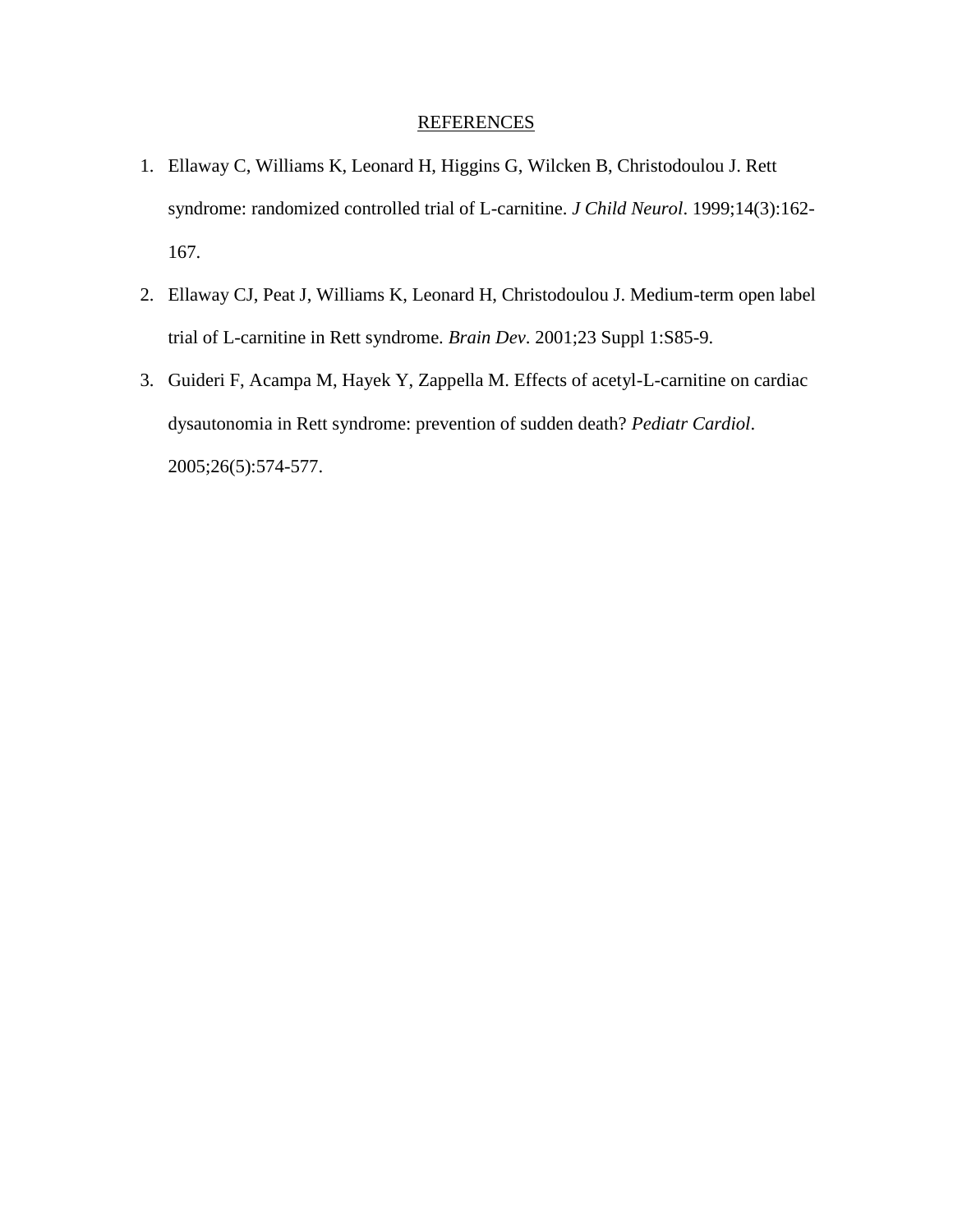# REFERENCES

1. Ellaway C, Williams K, Leonard H, Higgins G, Wilcken B, Christodoulou J. Rett syndrome: randomized controlled trial of L-carnitine. *J Child Neurol*. 1999;14(3):162-167.
2. Ellaway CJ, Peat J, Williams K, Leonard H, Christodoulou J. Medium-term open label trial of L-carnitine in Rett syndrome. *Brain Dev*. 2001;23 Suppl 1:S85-9.
3. Guideri F, Acampa M, Hayek Y, Zappella M. Effects of acetyl-L-carnitine on cardiac dysautonomia in Rett syndrome: prevention of sudden death? *Pediatr Cardiol*. 2005;26(5):574-577.